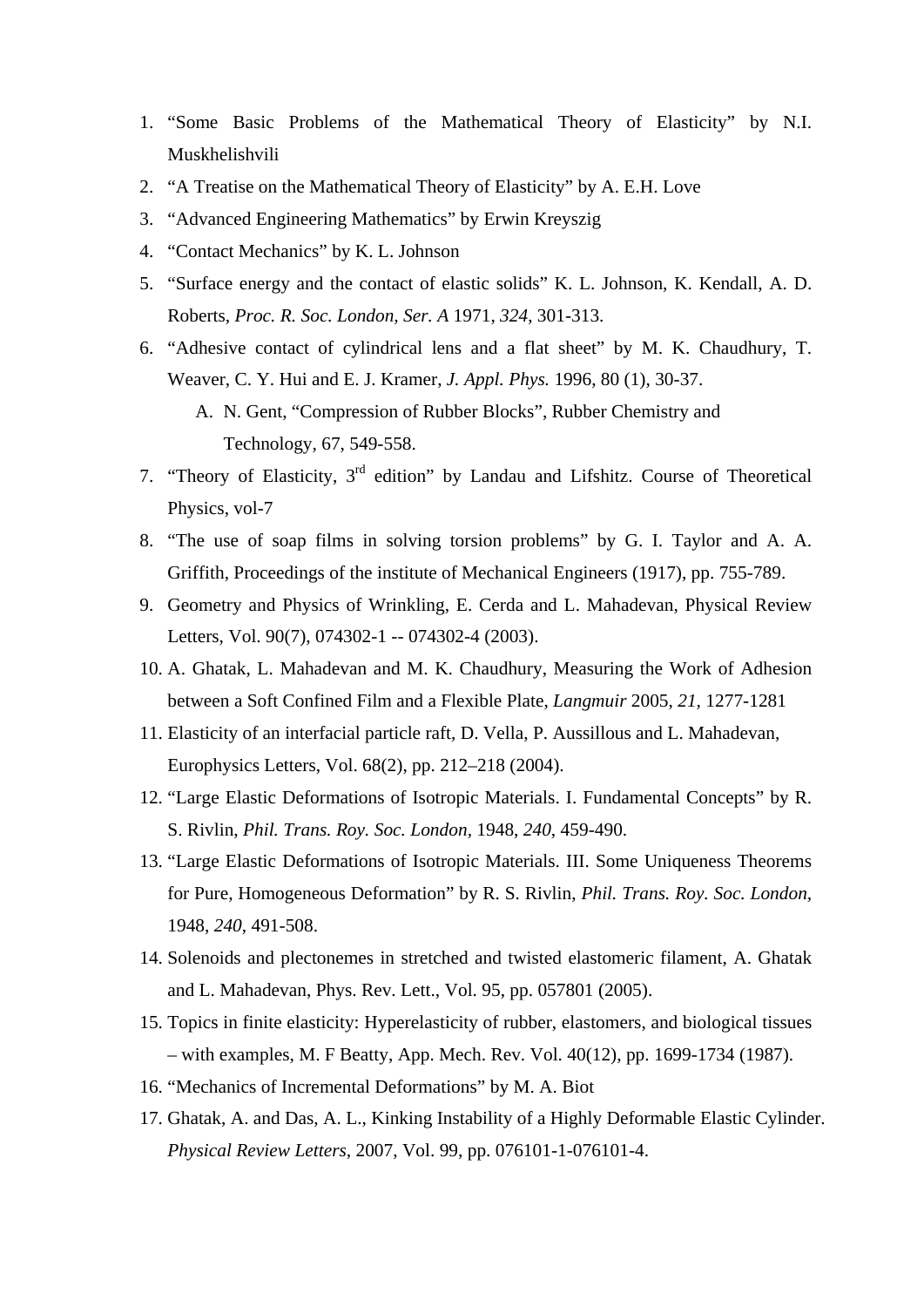1. "Some Basic Problems of the Mathematical Theory of Elasticity" by N.I. Muskhelishvili
2. "A Treatise on the Mathematical Theory of Elasticity" by A. E.H. Love
3. "Advanced Engineering Mathematics" by Erwin Kreyszig
4. "Contact Mechanics" by K. L. Johnson
5. "Surface energy and the contact of elastic solids" K. L. Johnson, K. Kendall, A. D. Roberts, *Proc. R. Soc. London, Ser. A* 1971, *324*, 301-313.
6. "Adhesive contact of cylindrical lens and a flat sheet" by M. K. Chaudhury, T. Weaver, C. Y. Hui and E. J. Kramer, *J. Appl. Phys.* 1996, 80 (1), 30-37.
   A. N. Gent, "Compression of Rubber Blocks", Rubber Chemistry and Technology, 67, 549-558.
7. "Theory of Elasticity, 3rd edition" by Landau and Lifshitz. Course of Theoretical Physics, vol-7
8. "The use of soap films in solving torsion problems" by G. I. Taylor and A. A. Griffith, Proceedings of the institute of Mechanical Engineers (1917), pp. 755-789.
9. Geometry and Physics of Wrinkling, E. Cerda and L. Mahadevan, Physical Review Letters, Vol. 90(7), 074302-1 -- 074302-4 (2003).
10. A. Ghatak, L. Mahadevan and M. K. Chaudhury, Measuring the Work of Adhesion between a Soft Confined Film and a Flexible Plate, *Langmuir* 2005, *21*, 1277-1281
11. Elasticity of an interfacial particle raft, D. Vella, P. Aussillous and L. Mahadevan, Europhysics Letters, Vol. 68(2), pp. 212–218 (2004).
12. "Large Elastic Deformations of Isotropic Materials. I. Fundamental Concepts" by R. S. Rivlin, *Phil. Trans. Roy. Soc. London*, 1948, *240*, 459-490.
13. "Large Elastic Deformations of Isotropic Materials. III. Some Uniqueness Theorems for Pure, Homogeneous Deformation" by R. S. Rivlin, *Phil. Trans. Roy. Soc. London*, 1948, *240*, 491-508.
14. Solenoids and plectonemes in stretched and twisted elastomeric filament, A. Ghatak and L. Mahadevan, Phys. Rev. Lett., Vol. 95, pp. 057801 (2005).
15. Topics in finite elasticity: Hyperelasticity of rubber, elastomers, and biological tissues – with examples, M. F Beatty, App. Mech. Rev. Vol. 40(12), pp. 1699-1734 (1987).
16. "Mechanics of Incremental Deformations" by M. A. Biot
17. Ghatak, A. and Das, A. L., Kinking Instability of a Highly Deformable Elastic Cylinder. *Physical Review Letters*, 2007, Vol. 99, pp. 076101-1-076101-4.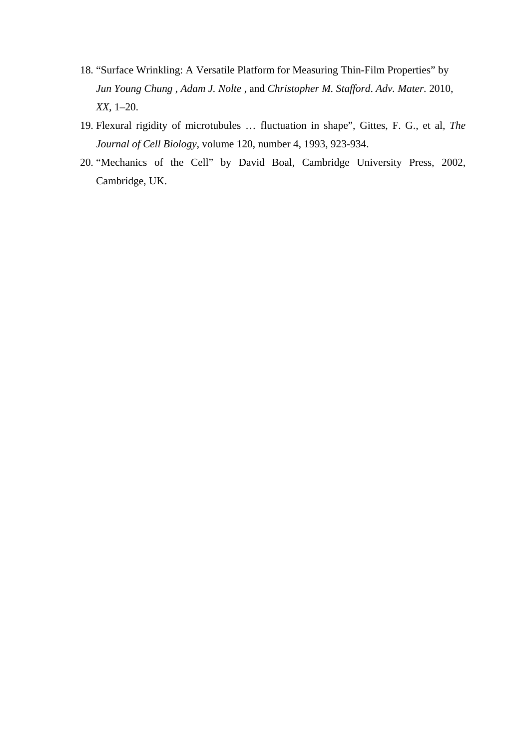18. “Surface Wrinkling: A Versatile Platform for Measuring Thin-Film Properties” by *Jun Young Chung* , *Adam J. Nolte* , and *Christopher M. Stafford*. *Adv. Mater.* 2010, *XX*, 1–20.
19. Flexural rigidity of microtubules … fluctuation in shape”, Gittes, F. G., et al, *The Journal of Cell Biology*, volume 120, number 4, 1993, 923-934.
20. “Mechanics of the Cell” by David Boal, Cambridge University Press, 2002, Cambridge, UK.